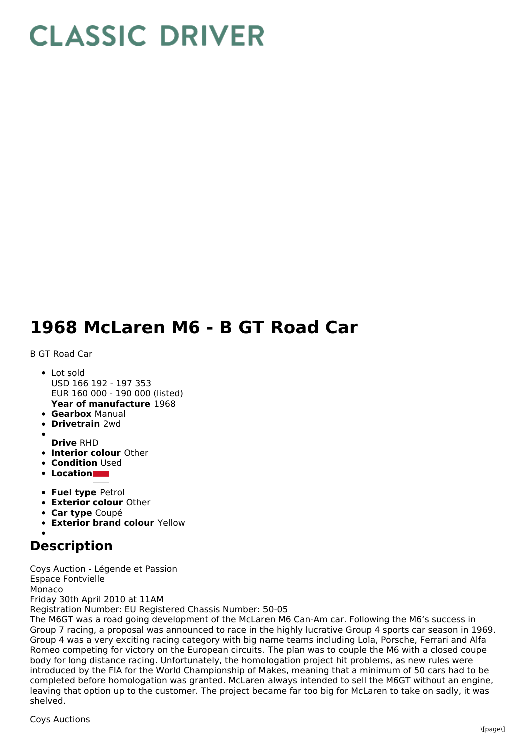# CLASSIC DRIVER

# 1968 McLaren M6 - B GT Road Car

B GT Road Car

- Lot sold
  USD 166 192 - 197 353
  EUR 160 000 - 190 000 (listed)
  **Year of manufacture** 1968
- **Gearbox** Manual
- **Drivetrain** 2wd
- **Drive** RHD
- **Interior colour** Other
- **Condition** Used
- **Location**
- **Fuel type** Petrol
- **Exterior colour** Other
- **Car type** Coupé
- **Exterior brand colour** Yellow

## Description

Coys Auction - Légende et Passion
Espace Fontvielle
Monaco
Friday 30th April 2010 at 11AM
Registration Number: EU Registered Chassis Number: 50-05
The M6GT was a road going development of the McLaren M6 Can-Am car. Following the M6's success in Group 7 racing, a proposal was announced to race in the highly lucrative Group 4 sports car season in 1969. Group 4 was a very exciting racing category with big name teams including Lola, Porsche, Ferrari and Alfa Romeo competing for victory on the European circuits. The plan was to couple the M6 with a closed coupe body for long distance racing. Unfortunately, the homologation project hit problems, as new rules were introduced by the FIA for the World Championship of Makes, meaning that a minimum of 50 cars had to be completed before homologation was granted. McLaren always intended to sell the M6GT without an engine, leaving that option up to the customer. The project became far too big for McLaren to take on sadly, it was shelved.

Coys Auctions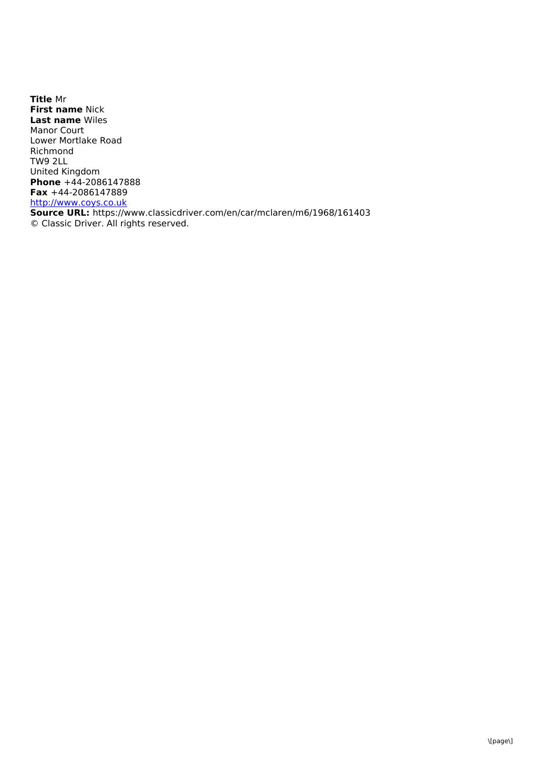**Title** Mr
**First name** Nick
**Last name** Wiles
Manor Court
Lower Mortlake Road
Richmond
TW9 2LL
United Kingdom
**Phone** +44-2086147888
**Fax** +44-2086147889
[http://www.coys.co.uk](http://www.coys.co.uk)
**Source URL:** https://www.classicdriver.com/en/car/mclaren/m6/1968/161403
© Classic Driver. All rights reserved.